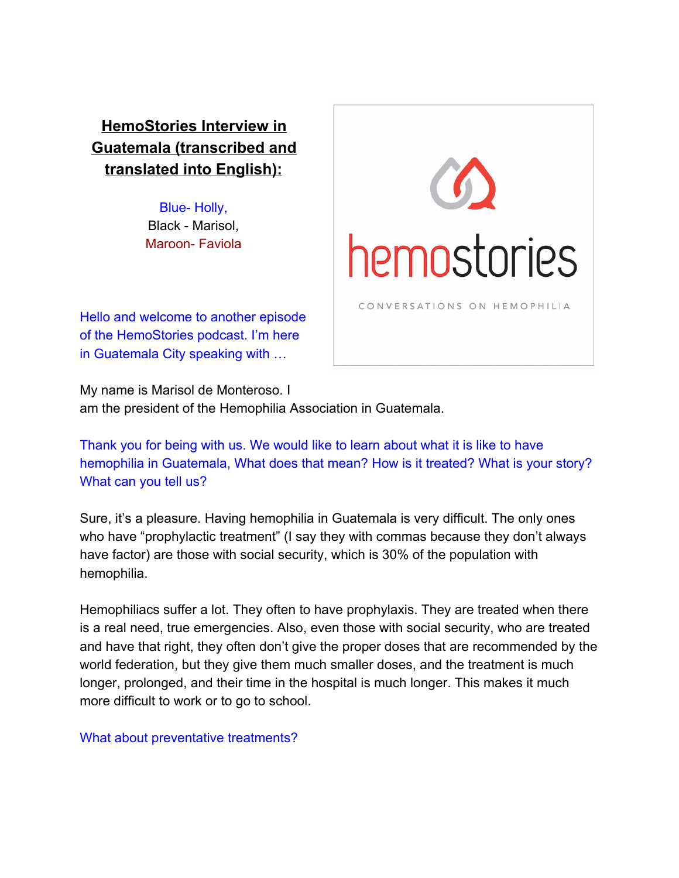# HemoStories Interview in Guatemala (transcribed and translated into English):

Blue- Holly,
Black - Marisol,
Maroon- Faviola

hemostories

CONVERSATIONS ON HEMOPHILIA

Hello and welcome to another episode of the HemoStories podcast. I'm here in Guatemala City speaking with …

My name is Marisol de Monteroso. I am the president of the Hemophilia Association in Guatemala.

Thank you for being with us. We would like to learn about what it is like to have hemophilia in Guatemala, What does that mean? How is it treated? What is your story? What can you tell us?

Sure, it's a pleasure. Having hemophilia in Guatemala is very difficult. The only ones who have "prophylactic treatment" (I say they with commas because they don't always have factor) are those with social security, which is 30% of the population with hemophilia.

Hemophiliacs suffer a lot. They often to have prophylaxis. They are treated when there is a real need, true emergencies. Also, even those with social security, who are treated and have that right, they often don't give the proper doses that are recommended by the world federation, but they give them much smaller doses, and the treatment is much longer, prolonged, and their time in the hospital is much longer. This makes it much more difficult to work or to go to school.

What about preventative treatments?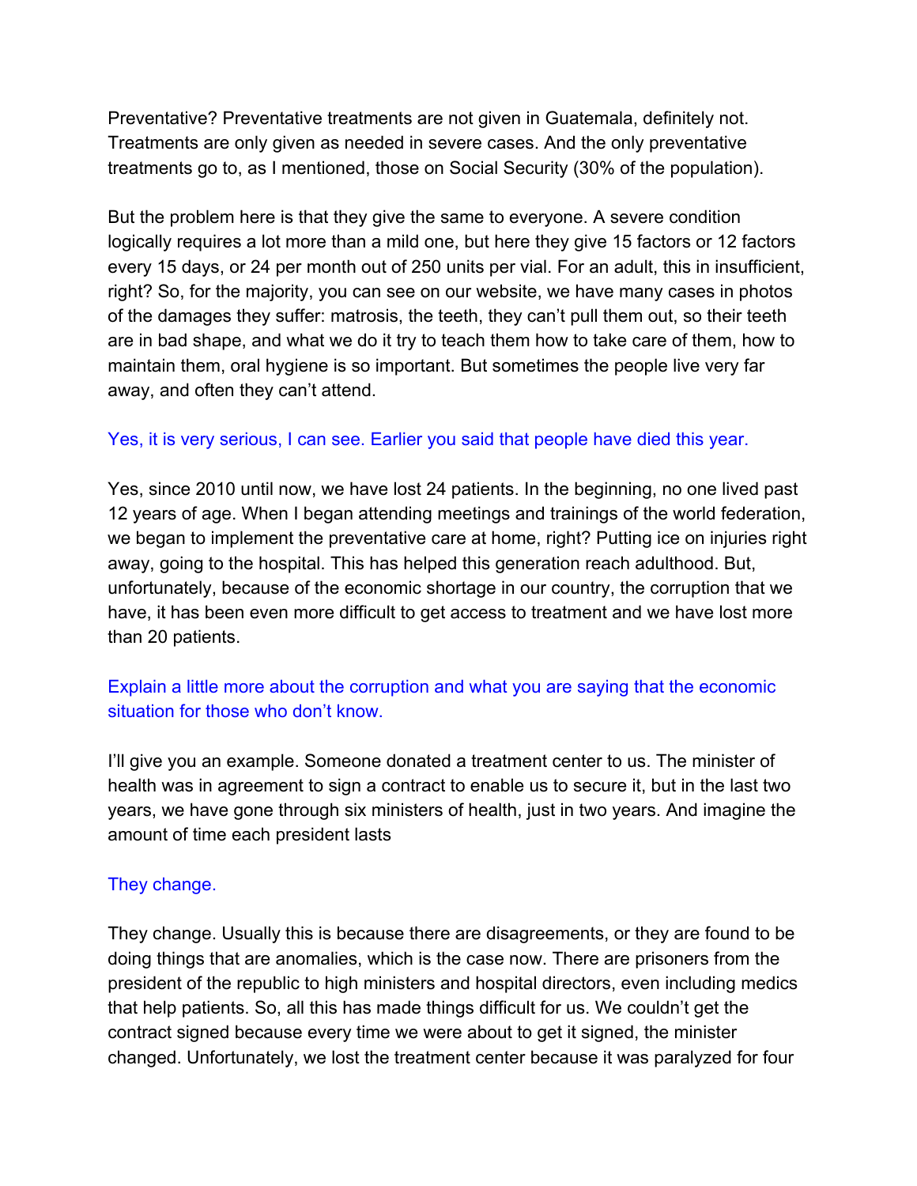Preventative? Preventative treatments are not given in Guatemala, definitely not. Treatments are only given as needed in severe cases. And the only preventative treatments go to, as I mentioned, those on Social Security (30% of the population).

But the problem here is that they give the same to everyone. A severe condition logically requires a lot more than a mild one, but here they give 15 factors or 12 factors every 15 days, or 24 per month out of 250 units per vial. For an adult, this in insufficient, right? So, for the majority, you can see on our website, we have many cases in photos of the damages they suffer: matrosis, the teeth, they can't pull them out, so their teeth are in bad shape, and what we do it try to teach them how to take care of them, how to maintain them, oral hygiene is so important. But sometimes the people live very far away, and often they can't attend.

Yes, it is very serious, I can see. Earlier you said that people have died this year.

Yes, since 2010 until now, we have lost 24 patients. In the beginning, no one lived past 12 years of age. When I began attending meetings and trainings of the world federation, we began to implement the preventative care at home, right? Putting ice on injuries right away, going to the hospital. This has helped this generation reach adulthood. But, unfortunately, because of the economic shortage in our country, the corruption that we have, it has been even more difficult to get access to treatment and we have lost more than 20 patients.

Explain a little more about the corruption and what you are saying that the economic situation for those who don't know.

I'll give you an example. Someone donated a treatment center to us. The minister of health was in agreement to sign a contract to enable us to secure it, but in the last two years, we have gone through six ministers of health, just in two years. And imagine the amount of time each president lasts

They change.

They change. Usually this is because there are disagreements, or they are found to be doing things that are anomalies, which is the case now. There are prisoners from the president of the republic to high ministers and hospital directors, even including medics that help patients. So, all this has made things difficult for us. We couldn't get the contract signed because every time we were about to get it signed, the minister changed. Unfortunately, we lost the treatment center because it was paralyzed for four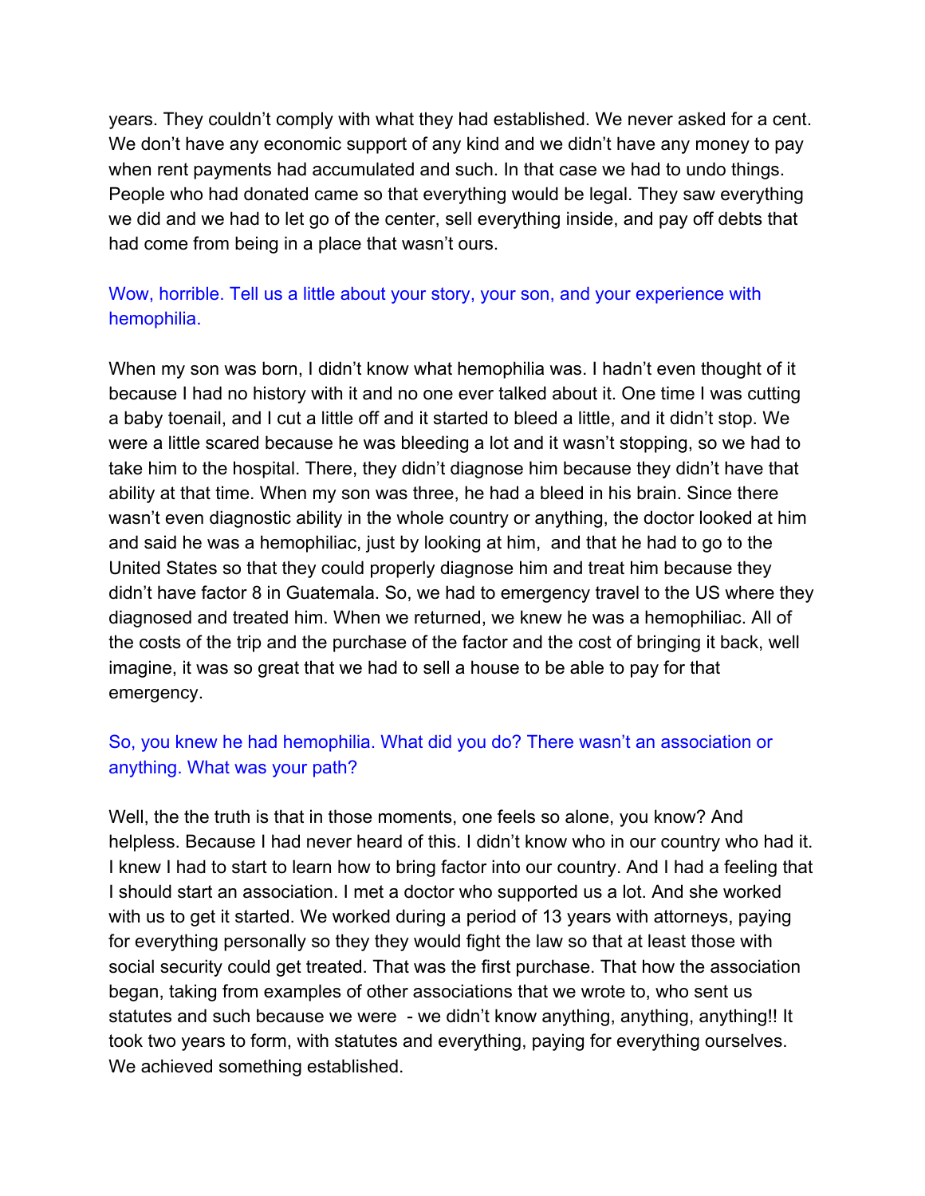years. They couldn't comply with what they had established. We never asked for a cent. We don't have any economic support of any kind and we didn't have any money to pay when rent payments had accumulated and such. In that case we had to undo things. People who had donated came so that everything would be legal. They saw everything we did and we had to let go of the center, sell everything inside, and pay off debts that had come from being in a place that wasn't ours.

Wow, horrible. Tell us a little about your story, your son, and your experience with hemophilia.

When my son was born, I didn't know what hemophilia was. I hadn't even thought of it because I had no history with it and no one ever talked about it. One time I was cutting a baby toenail, and I cut a little off and it started to bleed a little, and it didn't stop. We were a little scared because he was bleeding a lot and it wasn't stopping, so we had to take him to the hospital. There, they didn't diagnose him because they didn't have that ability at that time. When my son was three, he had a bleed in his brain. Since there wasn't even diagnostic ability in the whole country or anything, the doctor looked at him and said he was a hemophiliac, just by looking at him, and that he had to go to the United States so that they could properly diagnose him and treat him because they didn't have factor 8 in Guatemala. So, we had to emergency travel to the US where they diagnosed and treated him. When we returned, we knew he was a hemophiliac. All of the costs of the trip and the purchase of the factor and the cost of bringing it back, well imagine, it was so great that we had to sell a house to be able to pay for that emergency.

So, you knew he had hemophilia. What did you do? There wasn't an association or anything. What was your path?

Well, the the truth is that in those moments, one feels so alone, you know? And helpless. Because I had never heard of this. I didn't know who in our country who had it. I knew I had to start to learn how to bring factor into our country. And I had a feeling that I should start an association. I met a doctor who supported us a lot. And she worked with us to get it started. We worked during a period of 13 years with attorneys, paying for everything personally so they they would fight the law so that at least those with social security could get treated. That was the first purchase. That how the association began, taking from examples of other associations that we wrote to, who sent us statutes and such because we were - we didn't know anything, anything, anything!! It took two years to form, with statutes and everything, paying for everything ourselves. We achieved something established.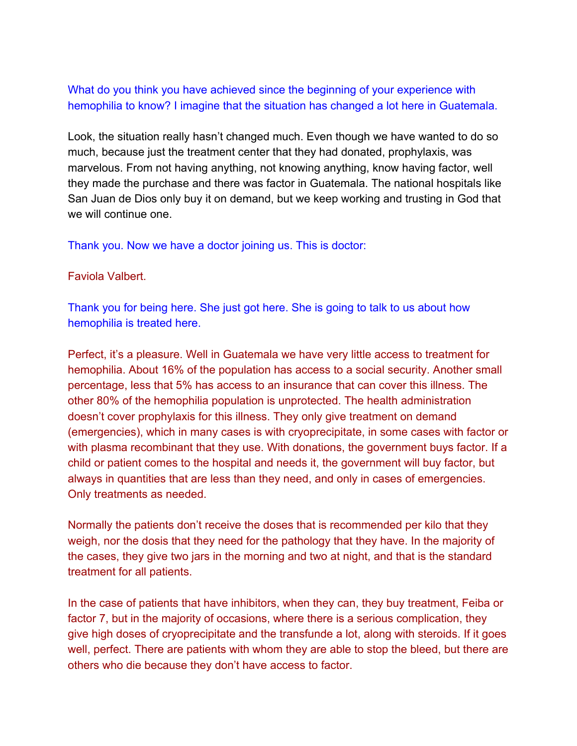What do you think you have achieved since the beginning of your experience with hemophilia to know? I imagine that the situation has changed a lot here in Guatemala.

Look, the situation really hasn't changed much. Even though we have wanted to do so much, because just the treatment center that they had donated, prophylaxis, was marvelous. From not having anything, not knowing anything, know having factor, well they made the purchase and there was factor in Guatemala. The national hospitals like San Juan de Dios only buy it on demand, but we keep working and trusting in God that we will continue one.

Thank you. Now we have a doctor joining us. This is doctor:

Faviola Valbert.

Thank you for being here. She just got here. She is going to talk to us about how hemophilia is treated here.

Perfect, it's a pleasure. Well in Guatemala we have very little access to treatment for hemophilia. About 16% of the population has access to a social security. Another small percentage, less that 5% has access to an insurance that can cover this illness. The other 80% of the hemophilia population is unprotected. The health administration doesn't cover prophylaxis for this illness. They only give treatment on demand (emergencies), which in many cases is with cryoprecipitate, in some cases with factor or with plasma recombinant that they use. With donations, the government buys factor. If a child or patient comes to the hospital and needs it, the government will buy factor, but always in quantities that are less than they need, and only in cases of emergencies. Only treatments as needed.

Normally the patients don't receive the doses that is recommended per kilo that they weigh, nor the dosis that they need for the pathology that they have. In the majority of the cases, they give two jars in the morning and two at night, and that is the standard treatment for all patients.

In the case of patients that have inhibitors, when they can, they buy treatment, Feiba or factor 7, but in the majority of occasions, where there is a serious complication, they give high doses of cryoprecipitate and the transfunde a lot, along with steroids. If it goes well, perfect. There are patients with whom they are able to stop the bleed, but there are others who die because they don't have access to factor.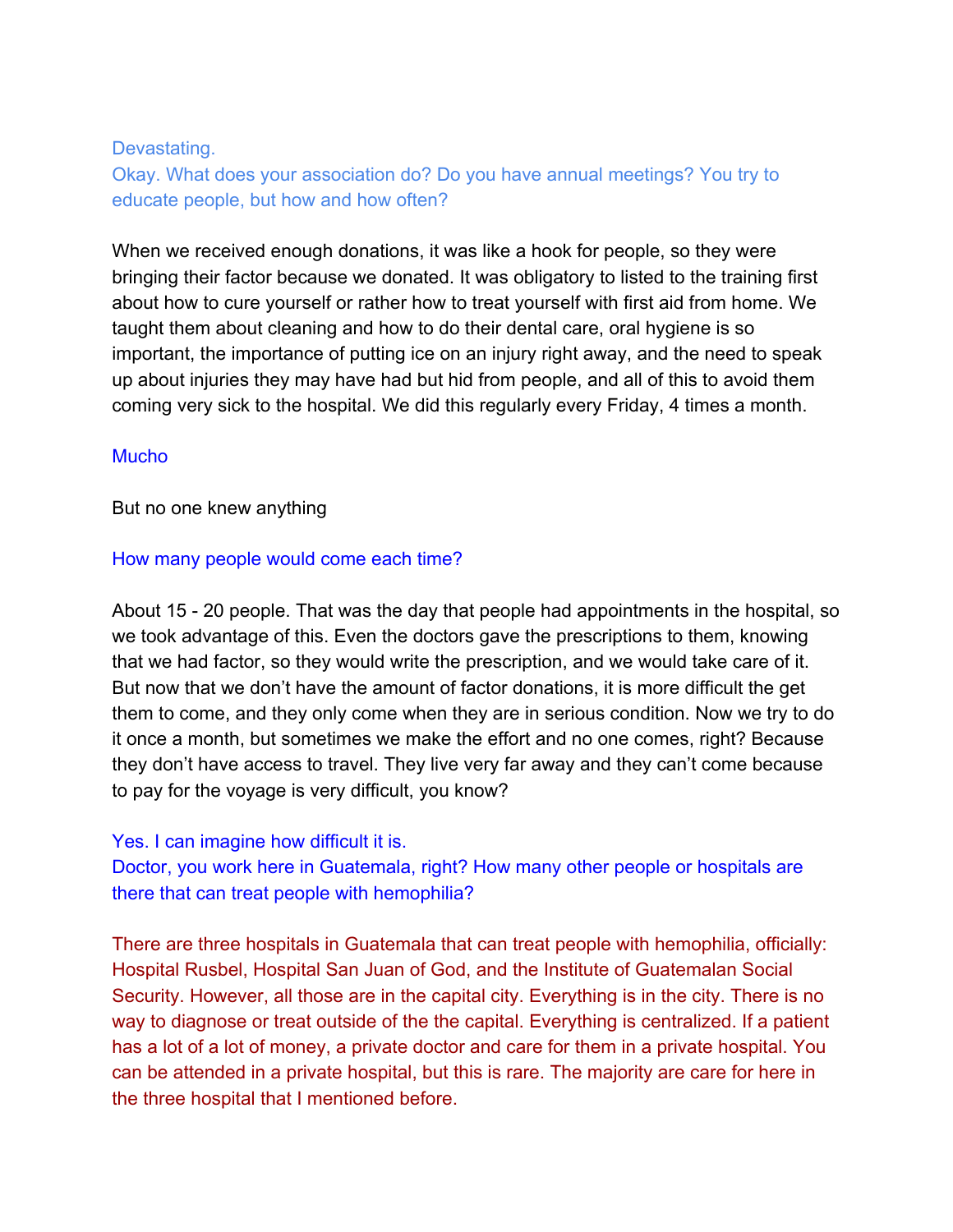Devastating.
Okay. What does your association do? Do you have annual meetings? You try to educate people, but how and how often?

When we received enough donations, it was like a hook for people, so they were bringing their factor because we donated. It was obligatory to listed to the training first about how to cure yourself or rather how to treat yourself with first aid from home. We taught them about cleaning and how to do their dental care, oral hygiene is so important, the importance of putting ice on an injury right away, and the need to speak up about injuries they may have had but hid from people, and all of this to avoid them coming very sick to the hospital. We did this regularly every Friday, 4 times a month.

Mucho

But no one knew anything

How many people would come each time?

About 15 - 20 people. That was the day that people had appointments in the hospital, so we took advantage of this. Even the doctors gave the prescriptions to them, knowing that we had factor, so they would write the prescription, and we would take care of it. But now that we don't have the amount of factor donations, it is more difficult the get them to come, and they only come when they are in serious condition. Now we try to do it once a month, but sometimes we make the effort and no one comes, right? Because they don't have access to travel. They live very far away and they can't come because to pay for the voyage is very difficult, you know?

Yes. I can imagine how difficult it is.
Doctor, you work here in Guatemala, right? How many other people or hospitals are there that can treat people with hemophilia?

There are three hospitals in Guatemala that can treat people with hemophilia, officially: Hospital Rusbel, Hospital San Juan of God, and the Institute of Guatemalan Social Security. However, all those are in the capital city. Everything is in the city. There is no way to diagnose or treat outside of the the capital. Everything is centralized. If a patient has a lot of a lot of money, a private doctor and care for them in a private hospital. You can be attended in a private hospital, but this is rare. The majority are care for here in the three hospital that I mentioned before.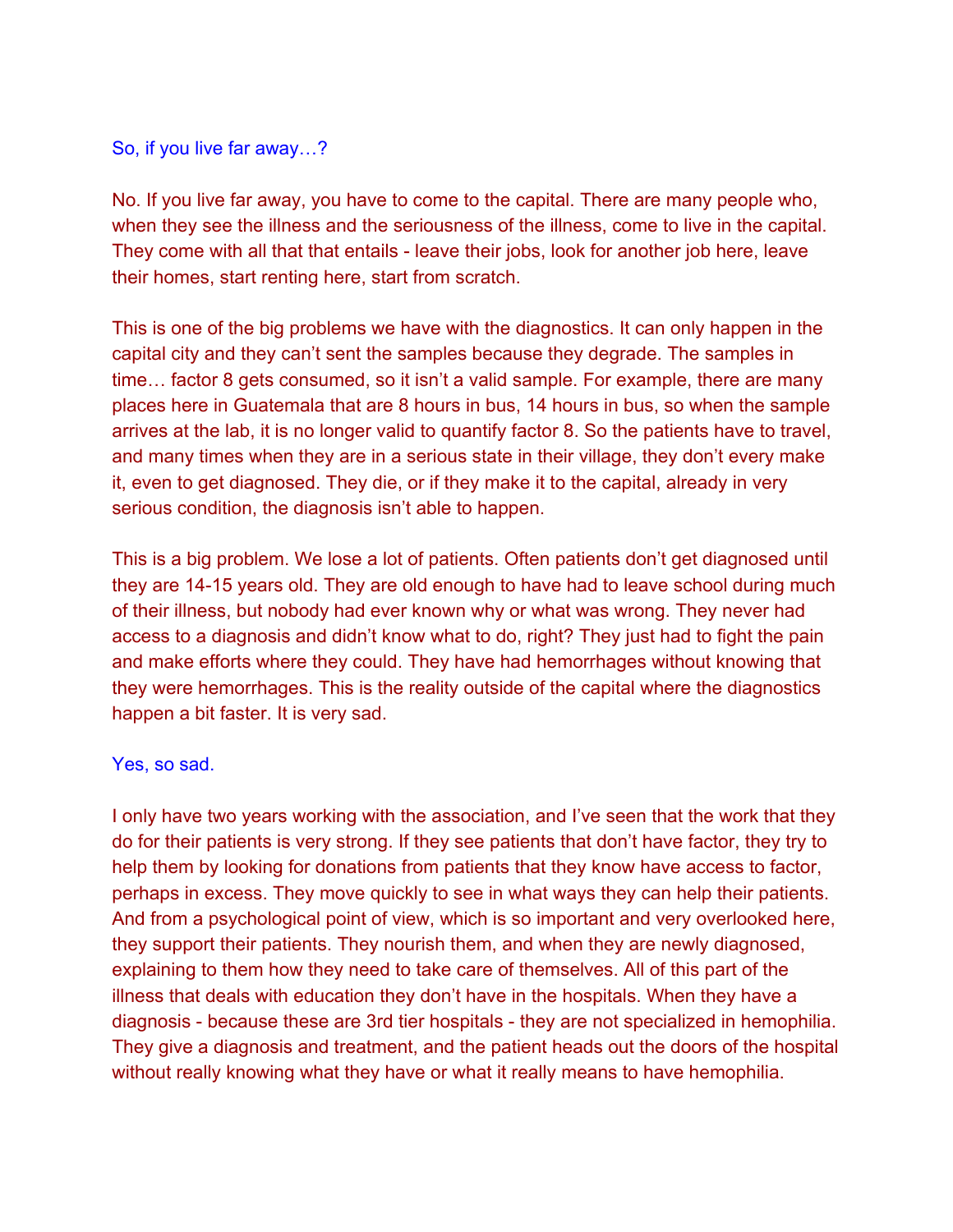So, if you live far away…?

No. If you live far away, you have to come to the capital. There are many people who, when they see the illness and the seriousness of the illness, come to live in the capital. They come with all that that entails - leave their jobs, look for another job here, leave their homes, start renting here, start from scratch.

This is one of the big problems we have with the diagnostics. It can only happen in the capital city and they can't sent the samples because they degrade. The samples in time… factor 8 gets consumed, so it isn't a valid sample. For example, there are many places here in Guatemala that are 8 hours in bus, 14 hours in bus, so when the sample arrives at the lab, it is no longer valid to quantify factor 8. So the patients have to travel, and many times when they are in a serious state in their village, they don't every make it, even to get diagnosed. They die, or if they make it to the capital, already in very serious condition, the diagnosis isn't able to happen.

This is a big problem. We lose a lot of patients. Often patients don't get diagnosed until they are 14-15 years old. They are old enough to have had to leave school during much of their illness, but nobody had ever known why or what was wrong. They never had access to a diagnosis and didn't know what to do, right? They just had to fight the pain and make efforts where they could. They have had hemorrhages without knowing that they were hemorrhages. This is the reality outside of the capital where the diagnostics happen a bit faster. It is very sad.

Yes, so sad.

I only have two years working with the association, and I've seen that the work that they do for their patients is very strong. If they see patients that don't have factor, they try to help them by looking for donations from patients that they know have access to factor, perhaps in excess. They move quickly to see in what ways they can help their patients. And from a psychological point of view, which is so important and very overlooked here, they support their patients. They nourish them, and when they are newly diagnosed, explaining to them how they need to take care of themselves. All of this part of the illness that deals with education they don't have in the hospitals. When they have a diagnosis - because these are 3rd tier hospitals - they are not specialized in hemophilia. They give a diagnosis and treatment, and the patient heads out the doors of the hospital without really knowing what they have or what it really means to have hemophilia.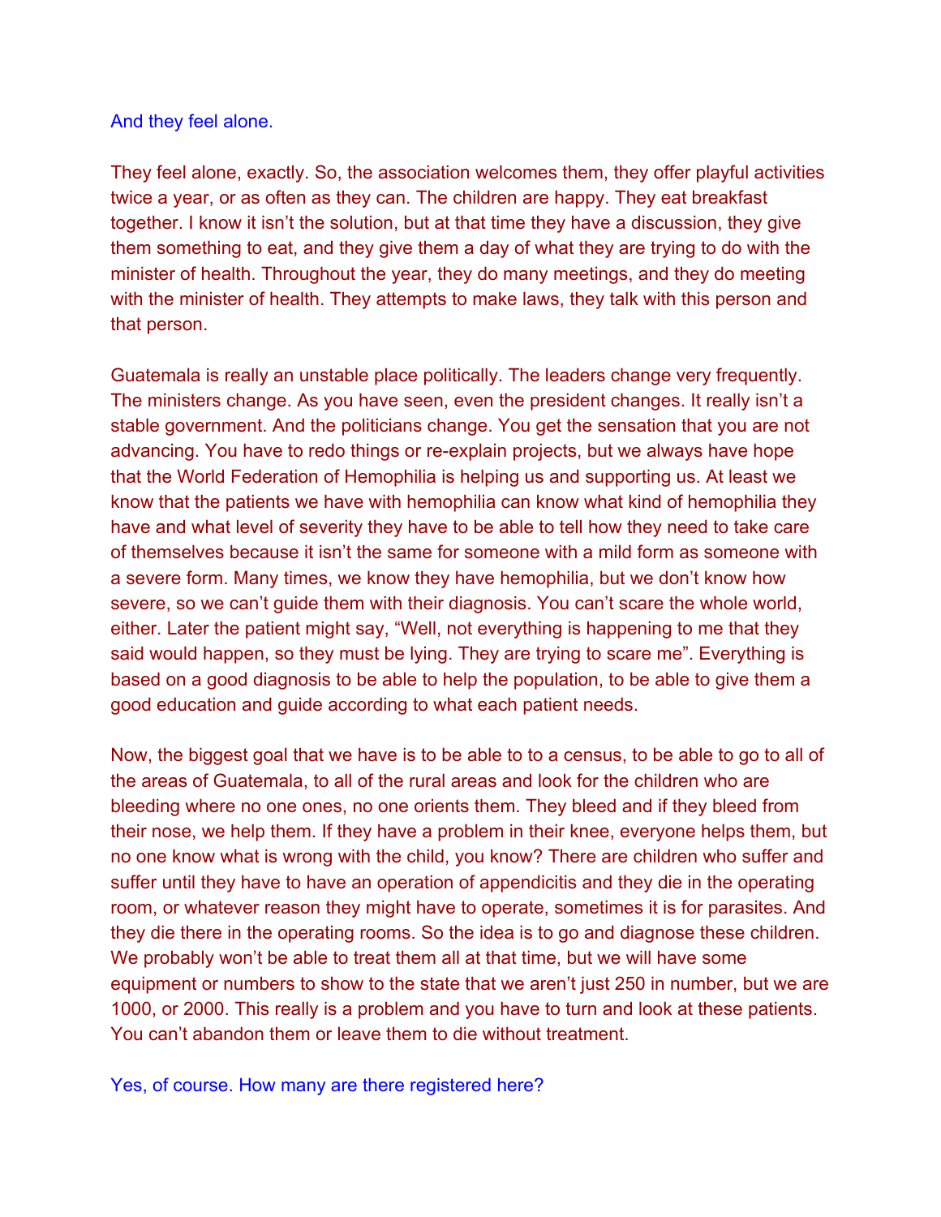And they feel alone.

They feel alone, exactly. So, the association welcomes them, they offer playful activities twice a year, or as often as they can. The children are happy. They eat breakfast together. I know it isn't the solution, but at that time they have a discussion, they give them something to eat, and they give them a day of what they are trying to do with the minister of health. Throughout the year, they do many meetings, and they do meeting with the minister of health. They attempts to make laws, they talk with this person and that person.

Guatemala is really an unstable place politically. The leaders change very frequently. The ministers change. As you have seen, even the president changes. It really isn't a stable government. And the politicians change. You get the sensation that you are not advancing. You have to redo things or re-explain projects, but we always have hope that the World Federation of Hemophilia is helping us and supporting us. At least we know that the patients we have with hemophilia can know what kind of hemophilia they have and what level of severity they have to be able to tell how they need to take care of themselves because it isn't the same for someone with a mild form as someone with a severe form. Many times, we know they have hemophilia, but we don't know how severe, so we can't guide them with their diagnosis. You can't scare the whole world, either. Later the patient might say, "Well, not everything is happening to me that they said would happen, so they must be lying. They are trying to scare me". Everything is based on a good diagnosis to be able to help the population, to be able to give them a good education and guide according to what each patient needs.

Now, the biggest goal that we have is to be able to to a census, to be able to go to all of the areas of Guatemala, to all of the rural areas and look for the children who are bleeding where no one ones, no one orients them. They bleed and if they bleed from their nose, we help them. If they have a problem in their knee, everyone helps them, but no one know what is wrong with the child, you know? There are children who suffer and suffer until they have to have an operation of appendicitis and they die in the operating room, or whatever reason they might have to operate, sometimes it is for parasites. And they die there in the operating rooms. So the idea is to go and diagnose these children. We probably won't be able to treat them all at that time, but we will have some equipment or numbers to show to the state that we aren't just 250 in number, but we are 1000, or 2000. This really is a problem and you have to turn and look at these patients. You can't abandon them or leave them to die without treatment.

Yes, of course. How many are there registered here?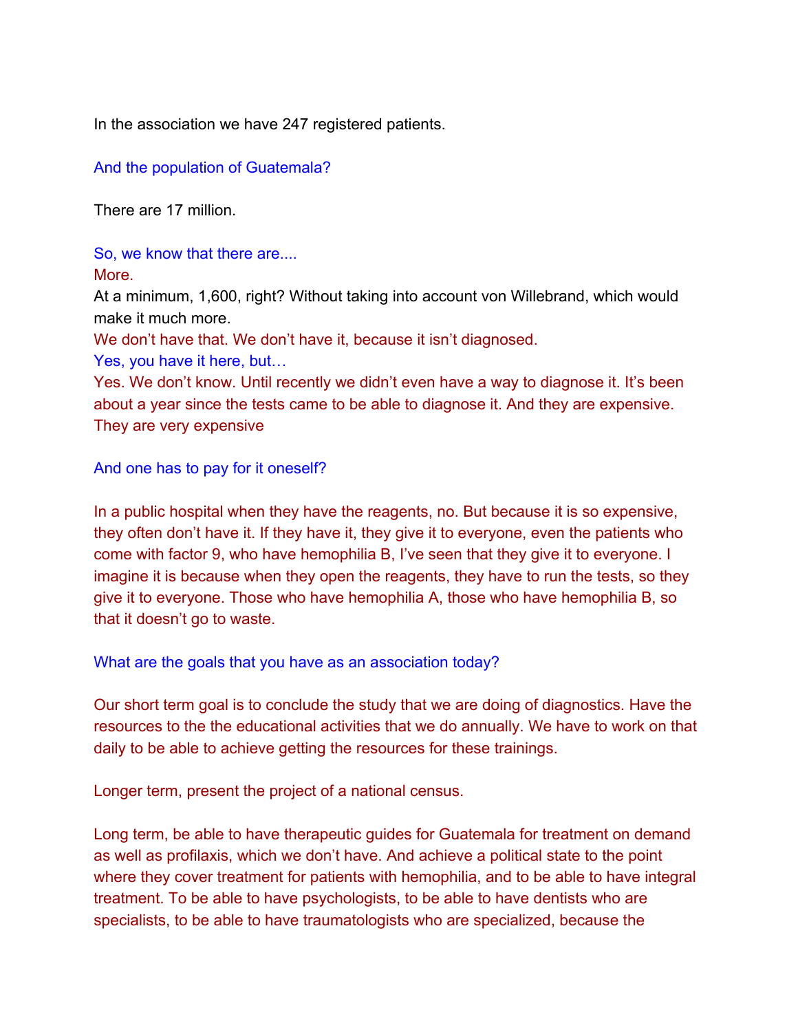In the association we have 247 registered patients.

And the population of Guatemala?

There are 17 million.

So, we know that there are....
More.
At a minimum, 1,600, right? Without taking into account von Willebrand, which would make it much more.
We don't have that. We don't have it, because it isn't diagnosed.
Yes, you have it here, but…
Yes. We don't know. Until recently we didn't even have a way to diagnose it. It's been about a year since the tests came to be able to diagnose it. And they are expensive. They are very expensive

And one has to pay for it oneself?

In a public hospital when they have the reagents, no. But because it is so expensive, they often don't have it. If they have it, they give it to everyone, even the patients who come with factor 9, who have hemophilia B, I've seen that they give it to everyone. I imagine it is because when they open the reagents, they have to run the tests, so they give it to everyone. Those who have hemophilia A, those who have hemophilia B, so that it doesn't go to waste.

What are the goals that you have as an association today?

Our short term goal is to conclude the study that we are doing of diagnostics. Have the resources to the the educational activities that we do annually. We have to work on that daily to be able to achieve getting the resources for these trainings.

Longer term, present the project of a national census.

Long term, be able to have therapeutic guides for Guatemala for treatment on demand as well as profilaxis, which we don't have. And achieve a political state to the point where they cover treatment for patients with hemophilia, and to be able to have integral treatment. To be able to have psychologists, to be able to have dentists who are specialists, to be able to have traumatologists who are specialized, because the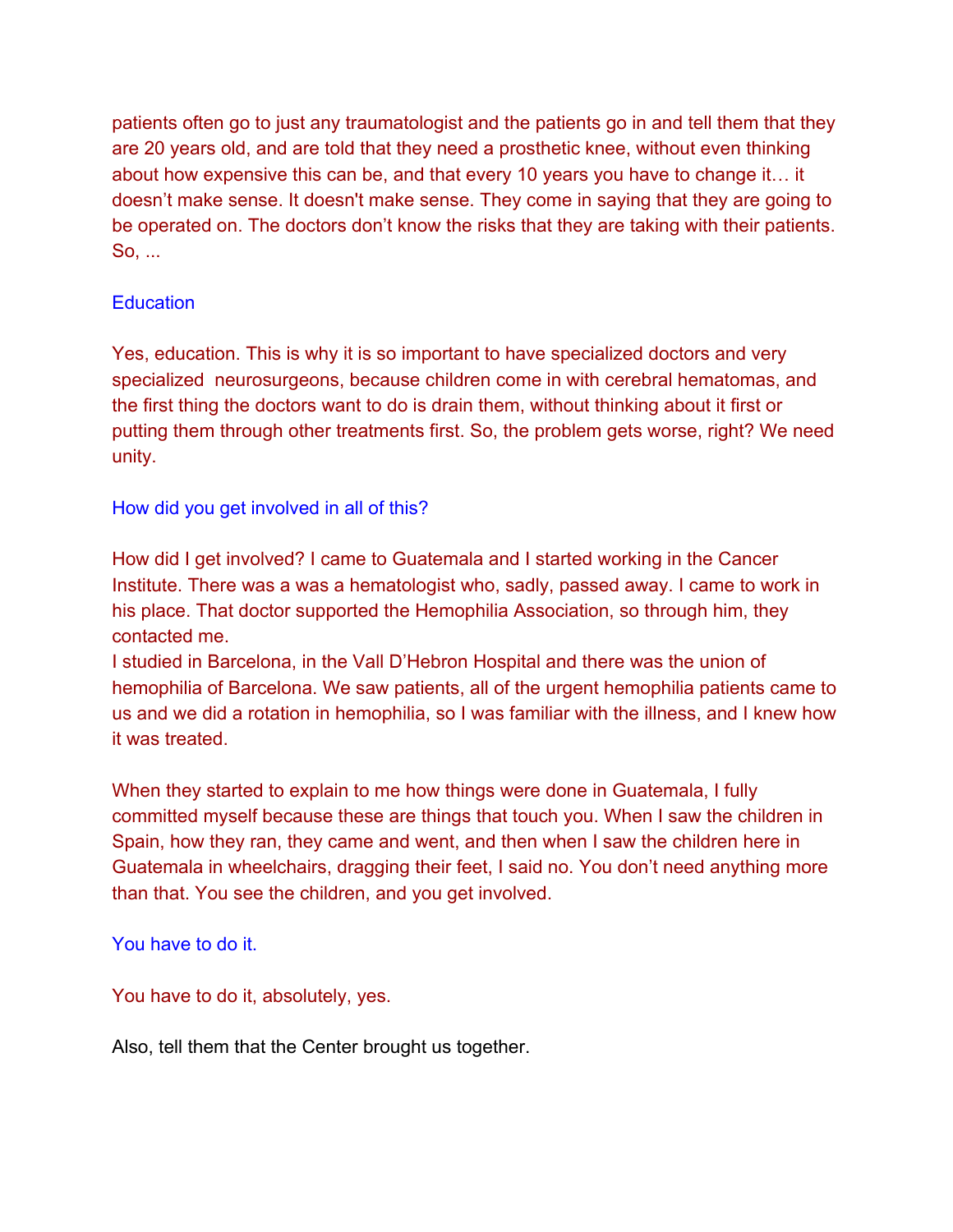patients often go to just any traumatologist and the patients go in and tell them that they are 20 years old, and are told that they need a prosthetic knee, without even thinking about how expensive this can be, and that every 10 years you have to change it… it doesn't make sense. It doesn't make sense. They come in saying that they are going to be operated on. The doctors don't know the risks that they are taking with their patients. So, ...

Education

Yes, education. This is why it is so important to have specialized doctors and very specialized neurosurgeons, because children come in with cerebral hematomas, and the first thing the doctors want to do is drain them, without thinking about it first or putting them through other treatments first. So, the problem gets worse, right? We need unity.

How did you get involved in all of this?

How did I get involved? I came to Guatemala and I started working in the Cancer Institute. There was a was a hematologist who, sadly, passed away. I came to work in his place. That doctor supported the Hemophilia Association, so through him, they contacted me.
I studied in Barcelona, in the Vall D'Hebron Hospital and there was the union of hemophilia of Barcelona. We saw patients, all of the urgent hemophilia patients came to us and we did a rotation in hemophilia, so I was familiar with the illness, and I knew how it was treated.

When they started to explain to me how things were done in Guatemala, I fully committed myself because these are things that touch you. When I saw the children in Spain, how they ran, they came and went, and then when I saw the children here in Guatemala in wheelchairs, dragging their feet, I said no. You don't need anything more than that. You see the children, and you get involved.

You have to do it.

You have to do it, absolutely, yes.

Also, tell them that the Center brought us together.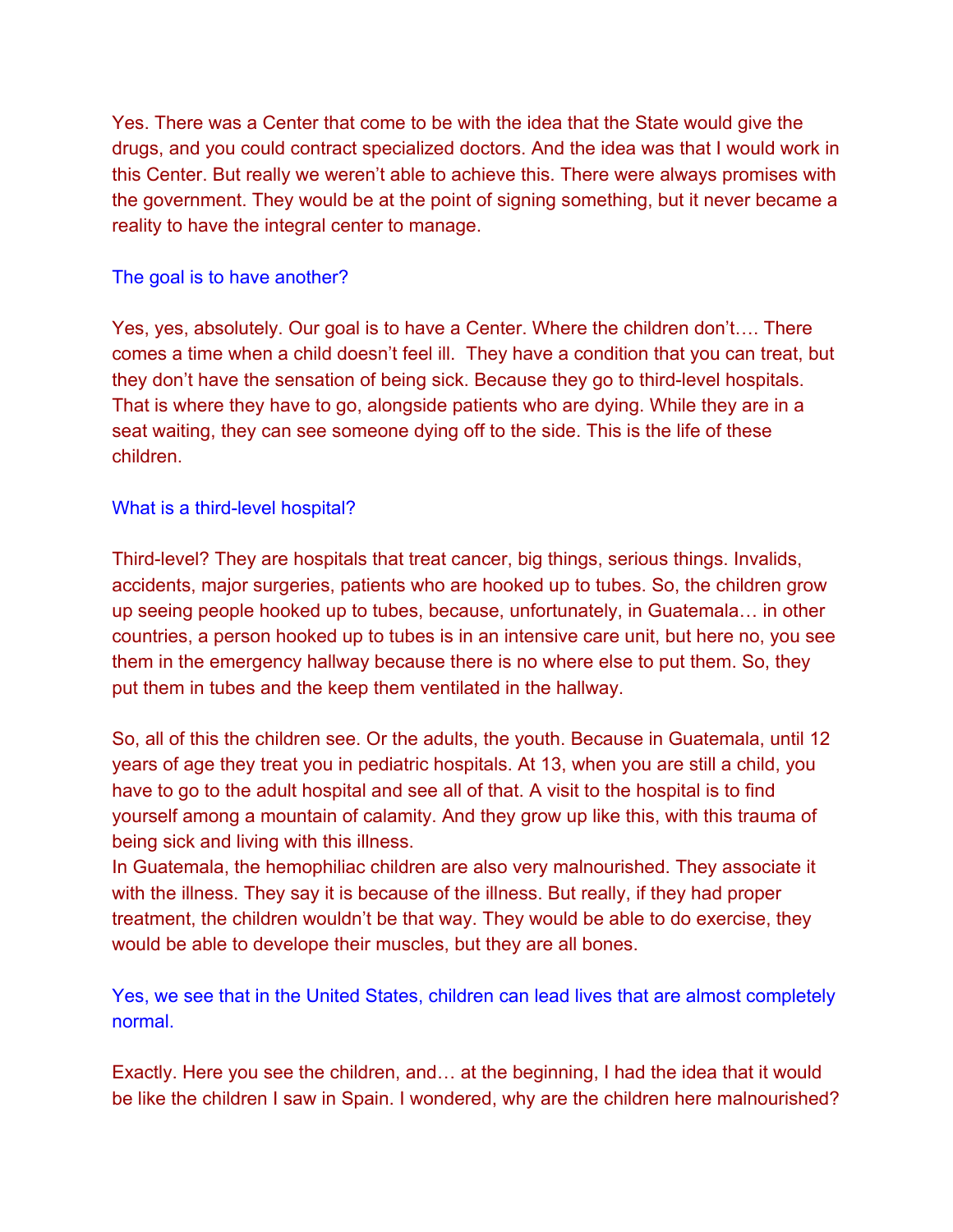Yes. There was a Center that come to be with the idea that the State would give the drugs, and you could contract specialized doctors. And the idea was that I would work in this Center. But really we weren't able to achieve this. There were always promises with the government. They would be at the point of signing something, but it never became a reality to have the integral center to manage.

The goal is to have another?

Yes, yes, absolutely. Our goal is to have a Center. Where the children don't…. There comes a time when a child doesn't feel ill. They have a condition that you can treat, but they don't have the sensation of being sick. Because they go to third-level hospitals. That is where they have to go, alongside patients who are dying. While they are in a seat waiting, they can see someone dying off to the side. This is the life of these children.

What is a third-level hospital?

Third-level? They are hospitals that treat cancer, big things, serious things. Invalids, accidents, major surgeries, patients who are hooked up to tubes. So, the children grow up seeing people hooked up to tubes, because, unfortunately, in Guatemala… in other countries, a person hooked up to tubes is in an intensive care unit, but here no, you see them in the emergency hallway because there is no where else to put them. So, they put them in tubes and the keep them ventilated in the hallway.

So, all of this the children see. Or the adults, the youth. Because in Guatemala, until 12 years of age they treat you in pediatric hospitals. At 13, when you are still a child, you have to go to the adult hospital and see all of that. A visit to the hospital is to find yourself among a mountain of calamity. And they grow up like this, with this trauma of being sick and living with this illness.
In Guatemala, the hemophiliac children are also very malnourished. They associate it with the illness. They say it is because of the illness. But really, if they had proper treatment, the children wouldn't be that way. They would be able to do exercise, they would be able to develope their muscles, but they are all bones.

Yes, we see that in the United States, children can lead lives that are almost completely normal.

Exactly. Here you see the children, and… at the beginning, I had the idea that it would be like the children I saw in Spain. I wondered, why are the children here malnourished?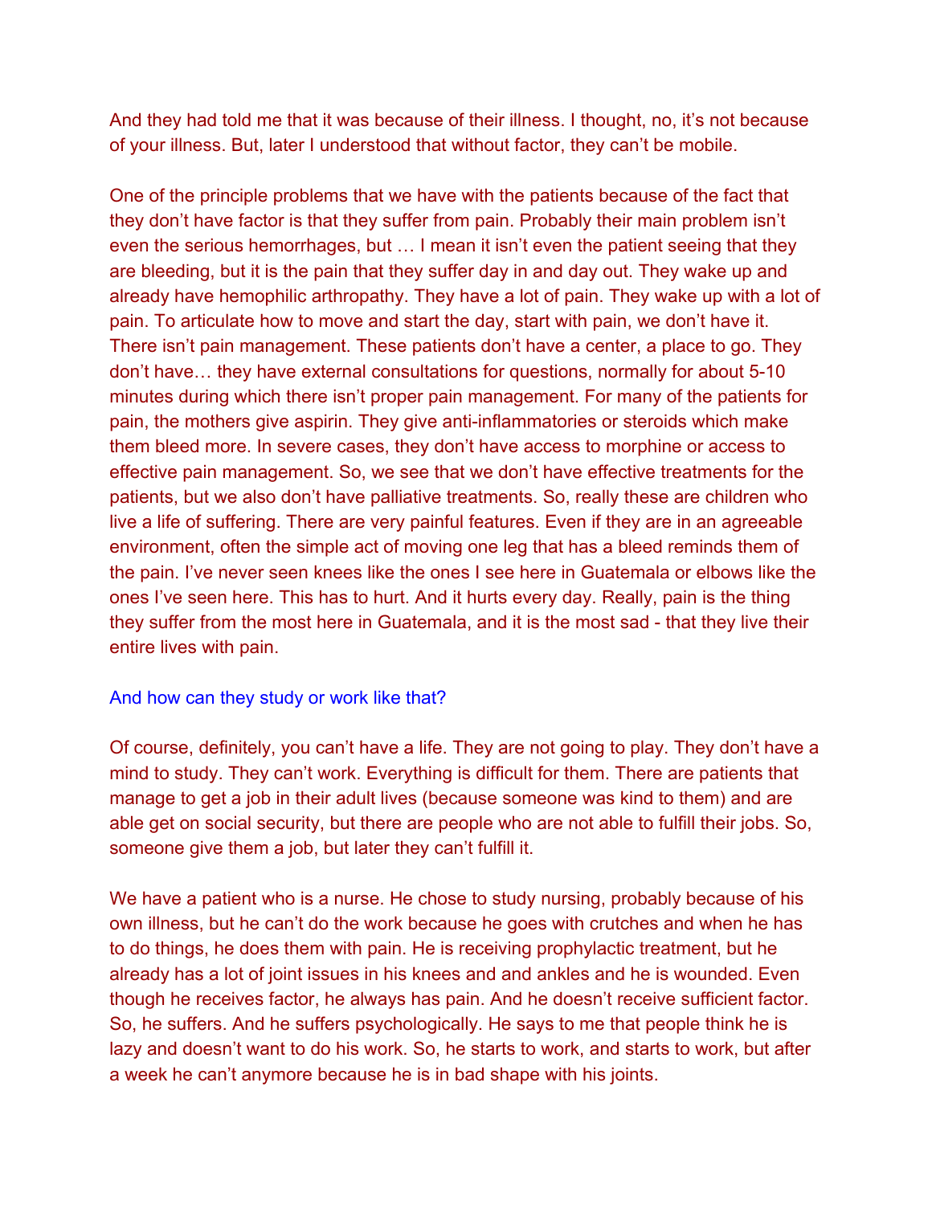And they had told me that it was because of their illness. I thought, no, it's not because of your illness. But, later I understood that without factor, they can't be mobile.

One of the principle problems that we have with the patients because of the fact that they don't have factor is that they suffer from pain. Probably their main problem isn't even the serious hemorrhages, but … I mean it isn't even the patient seeing that they are bleeding, but it is the pain that they suffer day in and day out. They wake up and already have hemophilic arthropathy. They have a lot of pain. They wake up with a lot of pain. To articulate how to move and start the day, start with pain, we don't have it. There isn't pain management. These patients don't have a center, a place to go. They don't have… they have external consultations for questions, normally for about 5-10 minutes during which there isn't proper pain management. For many of the patients for pain, the mothers give aspirin. They give anti-inflammatories or steroids which make them bleed more. In severe cases, they don't have access to morphine or access to effective pain management. So, we see that we don't have effective treatments for the patients, but we also don't have palliative treatments. So, really these are children who live a life of suffering. There are very painful features. Even if they are in an agreeable environment, often the simple act of moving one leg that has a bleed reminds them of the pain. I've never seen knees like the ones I see here in Guatemala or elbows like the ones I've seen here. This has to hurt. And it hurts every day. Really, pain is the thing they suffer from the most here in Guatemala, and it is the most sad - that they live their entire lives with pain.

And how can they study or work like that?

Of course, definitely, you can't have a life. They are not going to play. They don't have a mind to study. They can't work. Everything is difficult for them. There are patients that manage to get a job in their adult lives (because someone was kind to them) and are able get on social security, but there are people who are not able to fulfill their jobs. So, someone give them a job, but later they can't fulfill it.

We have a patient who is a nurse. He chose to study nursing, probably because of his own illness, but he can't do the work because he goes with crutches and when he has to do things, he does them with pain. He is receiving prophylactic treatment, but he already has a lot of joint issues in his knees and and ankles and he is wounded. Even though he receives factor, he always has pain. And he doesn't receive sufficient factor. So, he suffers. And he suffers psychologically. He says to me that people think he is lazy and doesn't want to do his work. So, he starts to work, and starts to work, but after a week he can't anymore because he is in bad shape with his joints.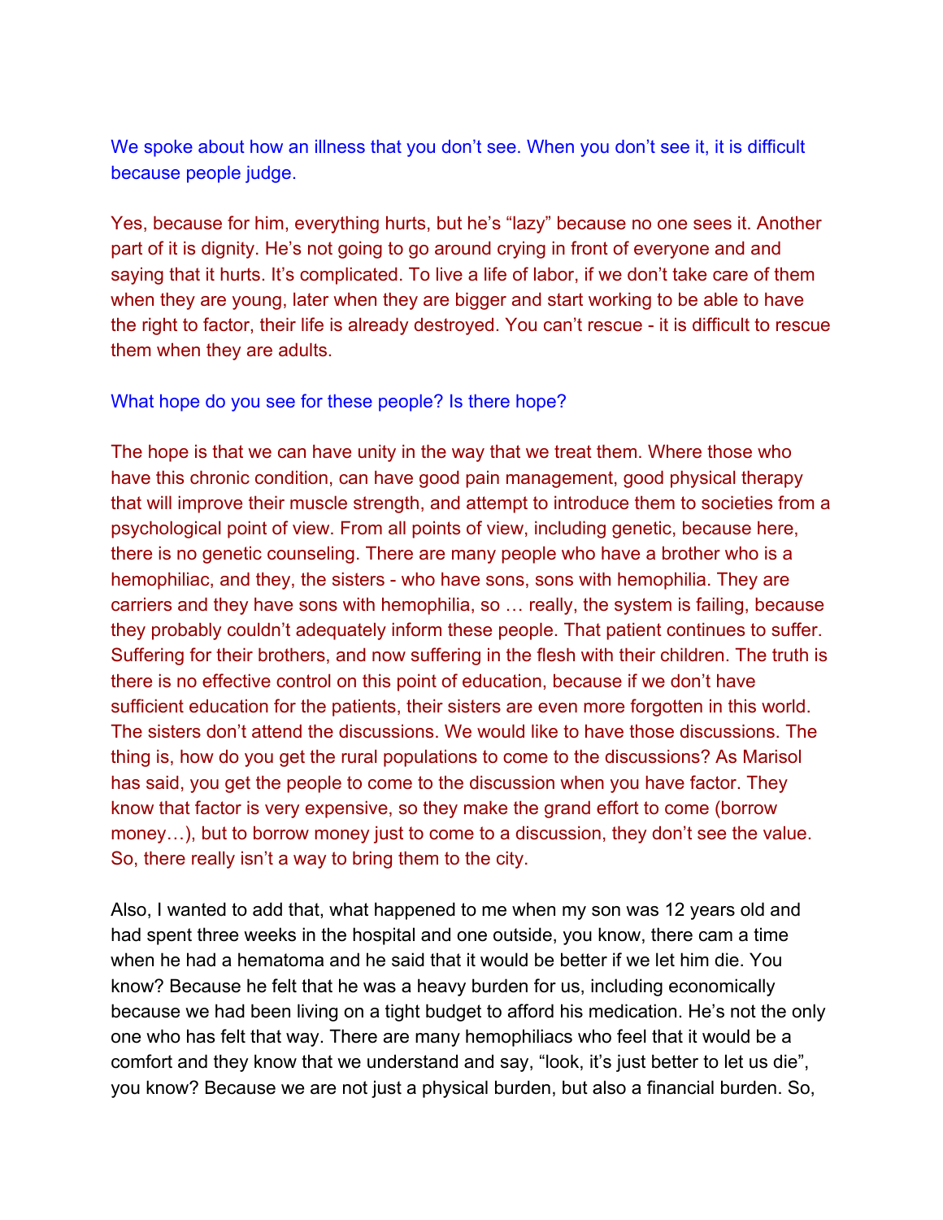We spoke about how an illness that you don't see. When you don't see it, it is difficult because people judge.

Yes, because for him, everything hurts, but he's "lazy" because no one sees it. Another part of it is dignity. He's not going to go around crying in front of everyone and and saying that it hurts. It's complicated. To live a life of labor, if we don't take care of them when they are young, later when they are bigger and start working to be able to have the right to factor, their life is already destroyed. You can't rescue - it is difficult to rescue them when they are adults.

What hope do you see for these people? Is there hope?

The hope is that we can have unity in the way that we treat them. Where those who have this chronic condition, can have good pain management, good physical therapy that will improve their muscle strength, and attempt to introduce them to societies from a psychological point of view. From all points of view, including genetic, because here, there is no genetic counseling. There are many people who have a brother who is a hemophiliac, and they, the sisters - who have sons, sons with hemophilia. They are carriers and they have sons with hemophilia, so … really, the system is failing, because they probably couldn't adequately inform these people. That patient continues to suffer. Suffering for their brothers, and now suffering in the flesh with their children. The truth is there is no effective control on this point of education, because if we don't have sufficient education for the patients, their sisters are even more forgotten in this world. The sisters don't attend the discussions. We would like to have those discussions. The thing is, how do you get the rural populations to come to the discussions? As Marisol has said, you get the people to come to the discussion when you have factor. They know that factor is very expensive, so they make the grand effort to come (borrow money…), but to borrow money just to come to a discussion, they don't see the value. So, there really isn't a way to bring them to the city.

Also, I wanted to add that, what happened to me when my son was 12 years old and had spent three weeks in the hospital and one outside, you know, there cam a time when he had a hematoma and he said that it would be better if we let him die. You know? Because he felt that he was a heavy burden for us, including economically because we had been living on a tight budget to afford his medication. He's not the only one who has felt that way. There are many hemophiliacs who feel that it would be a comfort and they know that we understand and say, "look, it's just better to let us die", you know? Because we are not just a physical burden, but also a financial burden. So,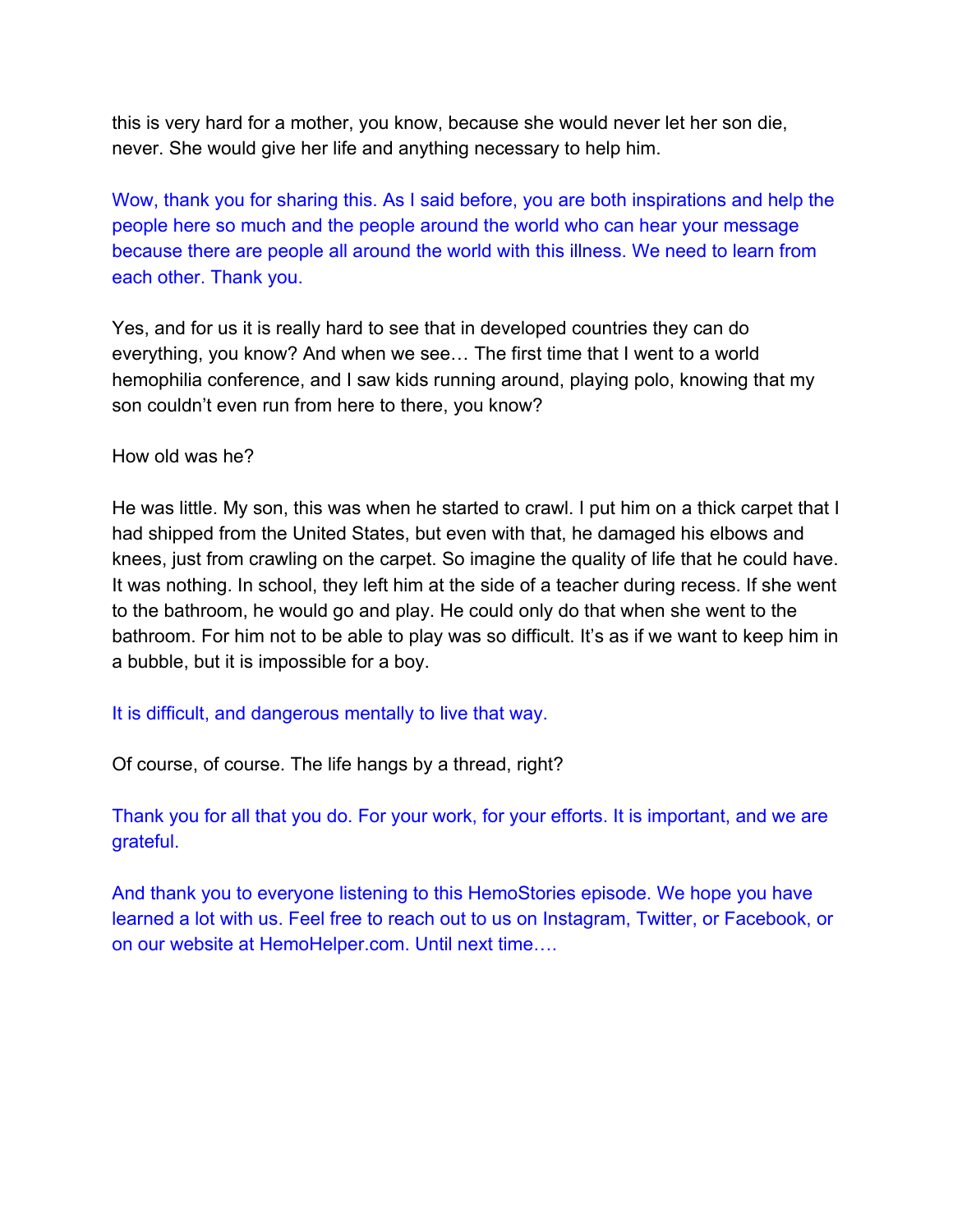this is very hard for a mother, you know, because she would never let her son die, never. She would give her life and anything necessary to help him.

Wow, thank you for sharing this. As I said before, you are both inspirations and help the people here so much and the people around the world who can hear your message because there are people all around the world with this illness. We need to learn from each other. Thank you.

Yes, and for us it is really hard to see that in developed countries they can do everything, you know? And when we see… The first time that I went to a world hemophilia conference, and I saw kids running around, playing polo, knowing that my son couldn't even run from here to there, you know?

How old was he?

He was little. My son, this was when he started to crawl. I put him on a thick carpet that I had shipped from the United States, but even with that, he damaged his elbows and knees, just from crawling on the carpet. So imagine the quality of life that he could have. It was nothing. In school, they left him at the side of a teacher during recess. If she went to the bathroom, he would go and play. He could only do that when she went to the bathroom. For him not to be able to play was so difficult. It's as if we want to keep him in a bubble, but it is impossible for a boy.

It is difficult, and dangerous mentally to live that way.

Of course, of course. The life hangs by a thread, right?

Thank you for all that you do. For your work, for your efforts. It is important, and we are grateful.

And thank you to everyone listening to this HemoStories episode. We hope you have learned a lot with us. Feel free to reach out to us on Instagram, Twitter, or Facebook, or on our website at HemoHelper.com. Until next time….